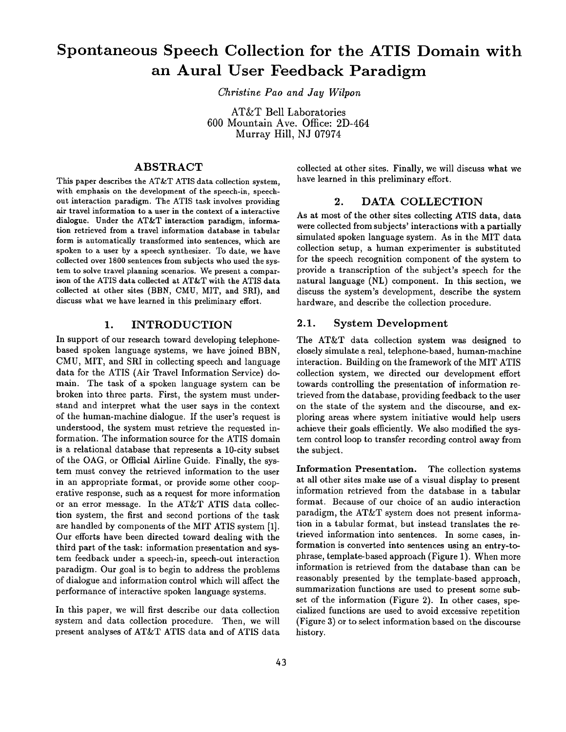# Spontaneous Speech Collection for the ATIS Domain with an Aural User Feedback Paradigm

*Christine Pao and Jay Wilpon*

AT&T Bell Laboratories
600 Mountain Ave. Office: 2D-464
Murray Hill, NJ 07974

## ABSTRACT

This paper describes the AT&T ATIS data collection system, with emphasis on the development of the speech-in, speech-out interaction paradigm. The ATIS task involves providing air travel information to a user in the context of a interactive dialogue. Under the AT&T interaction paradigm, information retrieved from a travel information database in tabular form is automatically transformed into sentences, which are spoken to a user by a speech synthesizer. To date, we have collected over 1800 sentences from subjects who used the system to solve travel planning scenarios. We present a comparison of the ATIS data collected at AT&T with the ATIS data collected at other sites (BBN, CMU, MIT, and SRI), and discuss what we have learned in this preliminary effort.

## 1. INTRODUCTION

In support of our research toward developing telephone-based spoken language systems, we have joined BBN, CMU, MIT, and SRI in collecting speech and language data for the ATIS (Air Travel Information Service) domain. The task of a spoken language system can be broken into three parts. First, the system must understand and interpret what the user says in the context of the human-machine dialogue. If the user's request is understood, the system must retrieve the requested information. The information source for the ATIS domain is a relational database that represents a 10-city subset of the OAG, or Official Airline Guide. Finally, the system must convey the retrieved information to the user in an appropriate format, or provide some other cooperative response, such as a request for more information or an error message. In the AT&T ATIS data collection system, the first and second portions of the task are handled by components of the MIT ATIS system [1]. Our efforts have been directed toward dealing with the third part of the task: information presentation and system feedback under a speech-in, speech-out interaction paradigm. Our goal is to begin to address the problems of dialogue and information control which will affect the performance of interactive spoken language systems.

In this paper, we will first describe our data collection system and data collection procedure. Then, we will present analyses of AT&T ATIS data and of ATIS data collected at other sites. Finally, we will discuss what we have learned in this preliminary effort.

## 2. DATA COLLECTION

As at most of the other sites collecting ATIS data, data were collected from subjects' interactions with a partially simulated spoken language system. As in the MIT data collection setup, a human experimenter is substituted for the speech recognition component of the system to provide a transcription of the subject's speech for the natural language (NL) component. In this section, we discuss the system's development, describe the system hardware, and describe the collection procedure.

### 2.1. System Development

The AT&T data collection system was designed to closely simulate a real, telephone-based, human-machine interaction. Building on the framework of the MIT ATIS collection system, we directed our development effort towards controlling the presentation of information retrieved from the database, providing feedback to the user on the state of the system and the discourse, and exploring areas where system initiative would help users achieve their goals efficiently. We also modified the system control loop to transfer recording control away from the subject.

**Information Presentation.** The collection systems at all other sites make use of a visual display to present information retrieved from the database in a tabular format. Because of our choice of an audio interaction paradigm, the AT&T system does not present information in a tabular format, but instead translates the retrieved information into sentences. In some cases, information is converted into sentences using an entry-to-phrase, template-based approach (Figure 1). When more information is retrieved from the database than can be reasonably presented by the template-based approach, summarization functions are used to present some subset of the information (Figure 2). In other cases, specialized functions are used to avoid excessive repetition (Figure 3) or to select information based on the discourse history.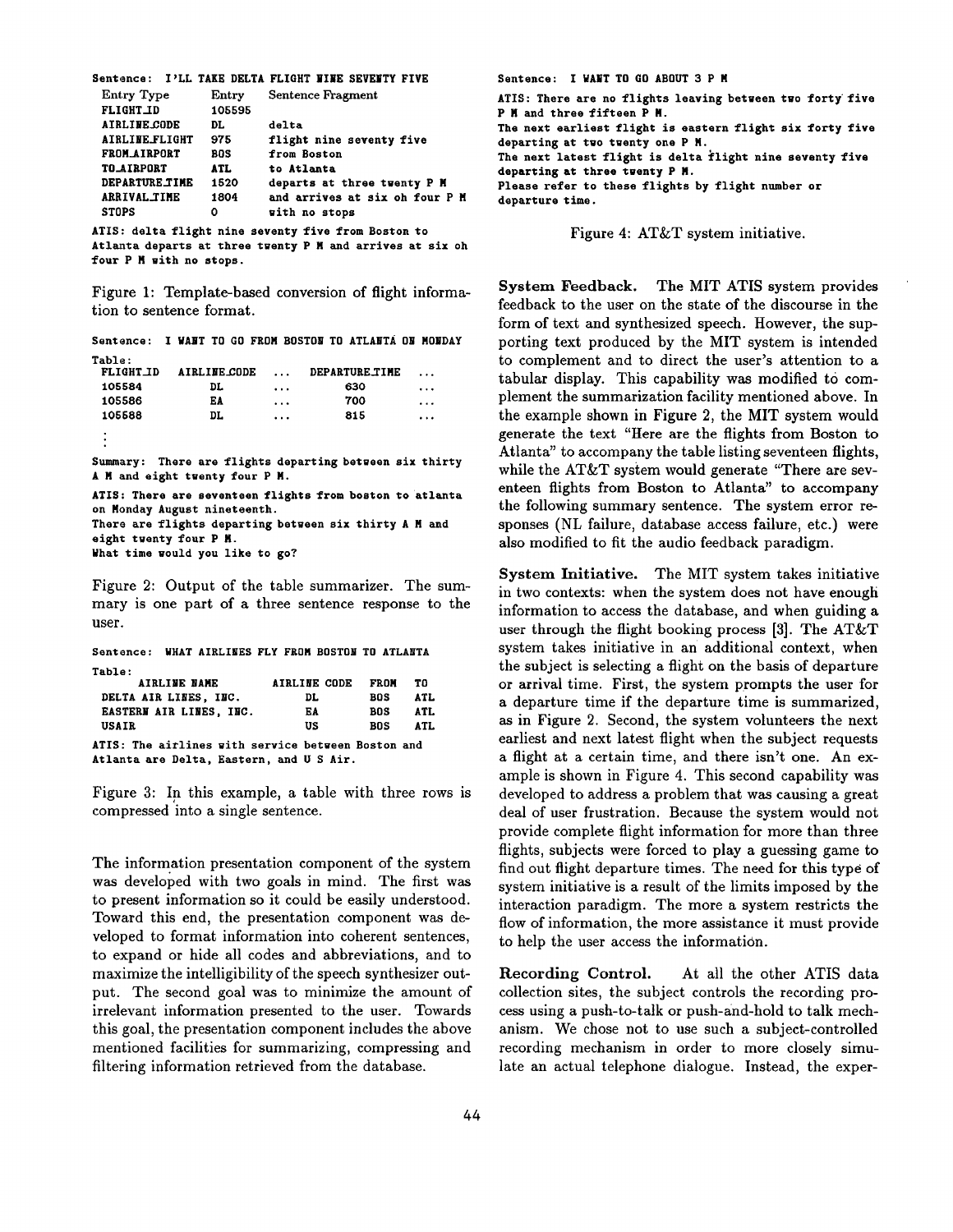Sentence: I'LL TAKE DELTA FLIGHT NINE SEVENTY FIVE

| Entry Type | Entry | Sentence Fragment |
|---|---|---|
| FLIGHT_ID | 105595 | |
| AIRLINE_CODE | DL | delta |
| AIRLINE_FLIGHT | 975 | flight nine seventy five |
| FROM_AIRPORT | BOS | from Boston |
| TO_AIRPORT | ATL | to Atlanta |
| DEPARTURE_TIME | 1520 | departs at three twenty P M |
| ARRIVAL_TIME | 1804 | and arrives at six oh four P M |
| STOPS | 0 | with no stops |

ATIS: delta flight nine seventy five from Boston to Atlanta departs at three twenty P M and arrives at six oh four P M with no stops.

Figure 1: Template-based conversion of flight information to sentence format.

Sentence: I WANT TO GO FROM BOSTON TO ATLANTA ON MONDAY

Table:

| FLIGHT_ID | AIRLINE_CODE | ... | DEPARTURE_TIME | ... |
|---|---|---|---|---|
| 105584 | DL | ... | 630 | ... |
| 105586 | EA | ... | 700 | ... |
| 105588 | DL | ... | 815 | ... |
| ⋮ | | | | |

Summary: There are flights departing between six thirty A M and eight twenty four P M.

ATIS: There are seventeen flights from boston to atlanta on Monday August nineteenth.
There are flights departing between six thirty A M and eight twenty four P M.
What time would you like to go?

Figure 2: Output of the table summarizer. The summary is one part of a three sentence response to the user.

Sentence: WHAT AIRLINES FLY FROM BOSTON TO ATLANTA

Table:

| AIRLINE NAME | AIRLINE CODE | FROM | TO |
|---|---|---|---|
| DELTA AIR LINES, INC. | DL | BOS | ATL |
| EASTERN AIR LINES, INC. | EA | BOS | ATL |
| USAIR | US | BOS | ATL |

ATIS: The airlines with service between Boston and Atlanta are Delta, Eastern, and U S Air.

Figure 3: In this example, a table with three rows is compressed into a single sentence.

The information presentation component of the system was developed with two goals in mind. The first was to present information so it could be easily understood. Toward this end, the presentation component was developed to format information into coherent sentences, to expand or hide all codes and abbreviations, and to maximize the intelligibility of the speech synthesizer output. The second goal was to minimize the amount of irrelevant information presented to the user. Towards this goal, the presentation component includes the above mentioned facilities for summarizing, compressing and filtering information retrieved from the database.

Sentence: I WANT TO GO ABOUT 3 P M

ATIS: There are no flights leaving between two forty five P M and three fifteen P M.
The next earliest flight is eastern flight six forty five departing at two twenty one P M.
The next latest flight is delta flight nine seventy five departing at three twenty P M.
Please refer to these flights by flight number or departure time.

Figure 4: AT&T system initiative.

**System Feedback.** The MIT ATIS system provides feedback to the user on the state of the discourse in the form of text and synthesized speech. However, the supporting text produced by the MIT system is intended to complement and to direct the user's attention to a tabular display. This capability was modified to complement the summarization facility mentioned above. In the example shown in Figure 2, the MIT system would generate the text "Here are the flights from Boston to Atlanta" to accompany the table listing seventeen flights, while the AT&T system would generate "There are seventeen flights from Boston to Atlanta" to accompany the following summary sentence. The system error responses (NL failure, database access failure, etc.) were also modified to fit the audio feedback paradigm.

**System Initiative.** The MIT system takes initiative in two contexts: when the system does not have enough information to access the database, and when guiding a user through the flight booking process [3]. The AT&T system takes initiative in an additional context, when the subject is selecting a flight on the basis of departure or arrival time. First, the system prompts the user for a departure time if the departure time is summarized, as in Figure 2. Second, the system volunteers the next earliest and next latest flight when the subject requests a flight at a certain time, and there isn't one. An example is shown in Figure 4. This second capability was developed to address a problem that was causing a great deal of user frustration. Because the system would not provide complete flight information for more than three flights, subjects were forced to play a guessing game to find out flight departure times. The need for this type of system initiative is a result of the limits imposed by the interaction paradigm. The more a system restricts the flow of information, the more assistance it must provide to help the user access the information.

**Recording Control.** At all the other ATIS data collection sites, the subject controls the recording process using a push-to-talk or push-and-hold to talk mechanism. We chose not to use such a subject-controlled recording mechanism in order to more closely simulate an actual telephone dialogue. Instead, the exper-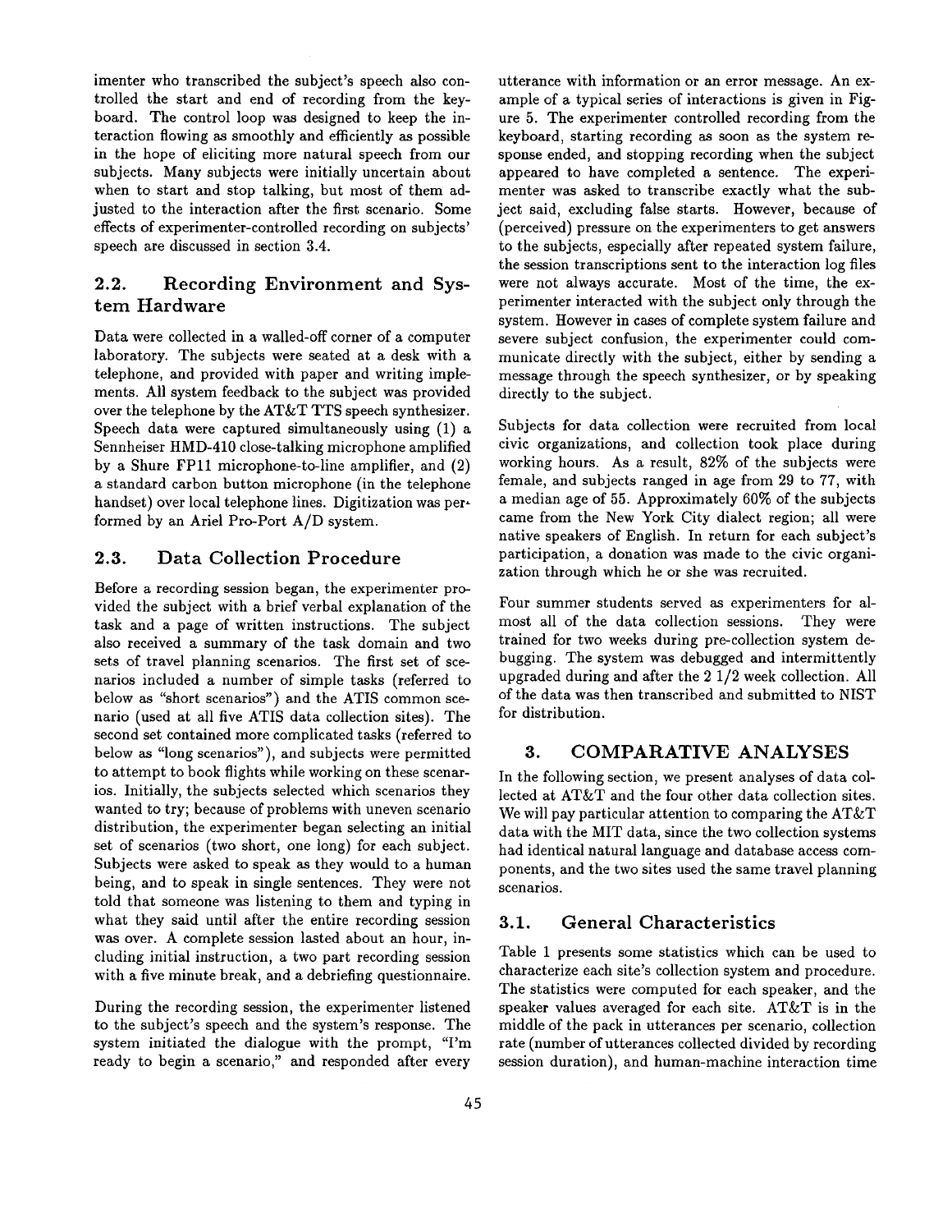imenter who transcribed the subject's speech also controlled the start and end of recording from the keyboard. The control loop was designed to keep the interaction flowing as smoothly and efficiently as possible in the hope of eliciting more natural speech from our subjects. Many subjects were initially uncertain about when to start and stop talking, but most of them adjusted to the interaction after the first scenario. Some effects of experimenter-controlled recording on subjects' speech are discussed in section 3.4.

## 2.2. Recording Environment and System Hardware

Data were collected in a walled-off corner of a computer laboratory. The subjects were seated at a desk with a telephone, and provided with paper and writing implements. All system feedback to the subject was provided over the telephone by the AT&T TTS speech synthesizer. Speech data were captured simultaneously using (1) a Sennheiser HMD-410 close-talking microphone amplified by a Shure FP11 microphone-to-line amplifier, and (2) a standard carbon button microphone (in the telephone handset) over local telephone lines. Digitization was performed by an Ariel Pro-Port A/D system.

## 2.3. Data Collection Procedure

Before a recording session began, the experimenter provided the subject with a brief verbal explanation of the task and a page of written instructions. The subject also received a summary of the task domain and two sets of travel planning scenarios. The first set of scenarios included a number of simple tasks (referred to below as "short scenarios") and the ATIS common scenario (used at all five ATIS data collection sites). The second set contained more complicated tasks (referred to below as "long scenarios"), and subjects were permitted to attempt to book flights while working on these scenarios. Initially, the subjects selected which scenarios they wanted to try; because of problems with uneven scenario distribution, the experimenter began selecting an initial set of scenarios (two short, one long) for each subject. Subjects were asked to speak as they would to a human being, and to speak in single sentences. They were not told that someone was listening to them and typing in what they said until after the entire recording session was over. A complete session lasted about an hour, including initial instruction, a two part recording session with a five minute break, and a debriefing questionnaire.

During the recording session, the experimenter listened to the subject's speech and the system's response. The system initiated the dialogue with the prompt, "I'm ready to begin a scenario," and responded after every utterance with information or an error message. An example of a typical series of interactions is given in Figure 5. The experimenter controlled recording from the keyboard, starting recording as soon as the system response ended, and stopping recording when the subject appeared to have completed a sentence. The experimenter was asked to transcribe exactly what the subject said, excluding false starts. However, because of (perceived) pressure on the experimenters to get answers to the subjects, especially after repeated system failure, the session transcriptions sent to the interaction log files were not always accurate. Most of the time, the experimenter interacted with the subject only through the system. However in cases of complete system failure and severe subject confusion, the experimenter could communicate directly with the subject, either by sending a message through the speech synthesizer, or by speaking directly to the subject.

Subjects for data collection were recruited from local civic organizations, and collection took place during working hours. As a result, 82% of the subjects were female, and subjects ranged in age from 29 to 77, with a median age of 55. Approximately 60% of the subjects came from the New York City dialect region; all were native speakers of English. In return for each subject's participation, a donation was made to the civic organization through which he or she was recruited.

Four summer students served as experimenters for almost all of the data collection sessions. They were trained for two weeks during pre-collection system debugging. The system was debugged and intermittently upgraded during and after the 2 1/2 week collection. All of the data was then transcribed and submitted to NIST for distribution.

# 3. COMPARATIVE ANALYSES

In the following section, we present analyses of data collected at AT&T and the four other data collection sites. We will pay particular attention to comparing the AT&T data with the MIT data, since the two collection systems had identical natural language and database access components, and the two sites used the same travel planning scenarios.

## 3.1. General Characteristics

Table 1 presents some statistics which can be used to characterize each site's collection system and procedure. The statistics were computed for each speaker, and the speaker values averaged for each site. AT&T is in the middle of the pack in utterances per scenario, collection rate (number of utterances collected divided by recording session duration), and human-machine interaction time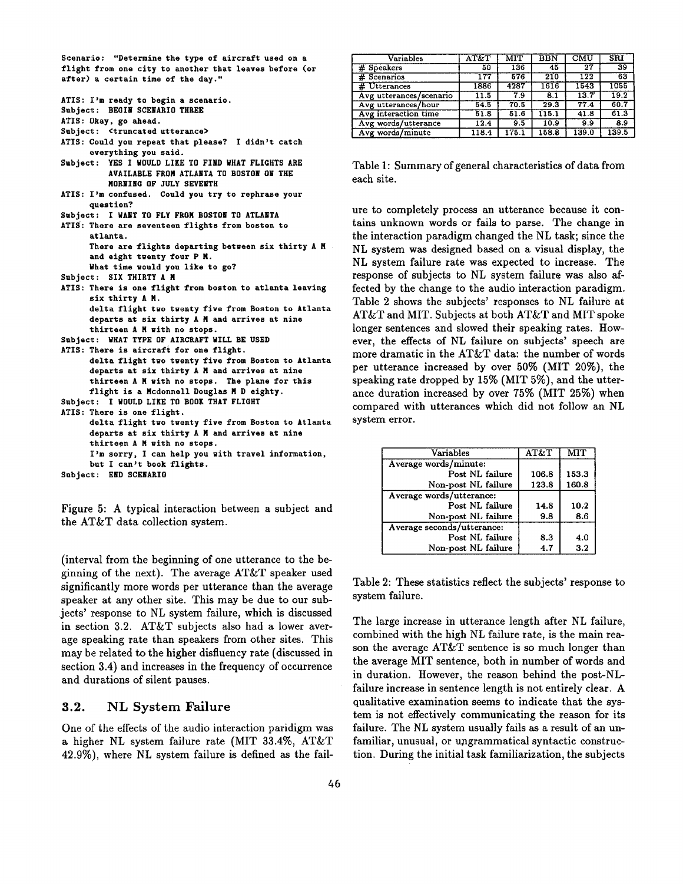Scenario: "Determine the type of aircraft used on a flight from one city to another that leaves before (or after) a certain time of the day."

```
ATIS: I'm ready to begin a scenario.
Subject: BEGIN SCENARIO THREE
ATIS: Okay, go ahead.
Subject: <truncated utterance>
ATIS: Could you repeat that please? I didn't catch
      everything you said.
Subject: YES I WOULD LIKE TO FIND WHAT FLIGHTS ARE
         AVAILABLE FROM ATLANTA TO BOSTON ON THE
         MORNING OF JULY SEVENTH
ATIS: I'm confused. Could you try to rephrase your
      question?
Subject: I WANT TO FLY FROM BOSTON TO ATLANTA
ATIS: There are seventeen flights from boston to
      atlanta.
      There are flights departing between six thirty A M
      and eight twenty four P M.
      What time would you like to go?
Subject: SIX THIRTY A M
ATIS: There is one flight from boston to atlanta leaving
      six thirty A M.
      delta flight two twenty five from Boston to Atlanta
      departs at six thirty A M and arrives at nine
      thirteen A M with no stops.
Subject: WHAT TYPE OF AIRCRAFT WILL BE USED
ATIS: There is aircraft for one flight.
      delta flight two twenty five from Boston to Atlanta
      departs at six thirty A M and arrives at nine
      thirteen A M with no stops. The plane for this
      flight is a Mcdonnell Douglas M D eighty.
Subject: I WOULD LIKE TO BOOK THAT FLIGHT
ATIS: There is one flight.
      delta flight two twenty five from Boston to Atlanta
      departs at six thirty A M and arrives at nine
      thirteen A M with no stops.
      I'm sorry, I can help you with travel information,
      but I can't book flights.
Subject: END SCENARIO
```

Figure 5: A typical interaction between a subject and the AT&T data collection system.

(interval from the beginning of one utterance to the beginning of the next). The average AT&T speaker used significantly more words per utterance than the average speaker at any other site. This may be due to our subjects' response to NL system failure, which is discussed in section 3.2. AT&T subjects also had a lower average speaking rate than speakers from other sites. This may be related to the higher disfluency rate (discussed in section 3.4) and increases in the frequency of occurrence and durations of silent pauses.

## 3.2. NL System Failure

One of the effects of the audio interaction paridigm was a higher NL system failure rate (MIT 33.4%, AT&T 42.9%), where NL system failure is defined as the failure to completely process an utterance because it contains unknown words or fails to parse. The change in the interaction paradigm changed the NL task; since the NL system was designed based on a visual display, the NL system failure rate was expected to increase. The response of subjects to NL system failure was also affected by the change to the audio interaction paradigm. Table 2 shows the subjects' responses to NL failure at AT&T and MIT. Subjects at both AT&T and MIT spoke longer sentences and slowed their speaking rates. However, the effects of NL failure on subjects' speech are more dramatic in the AT&T data: the number of words per utterance increased by over 50% (MIT 20%), the speaking rate dropped by 15% (MIT 5%), and the utterance duration increased by over 75% (MIT 25%) when compared with utterances which did not follow an NL system error.

| Variables | AT&T | MIT | BBN | CMU | SRI |
|---|---|---|---|---|---|
| # Speakers | 50 | 136 | 45 | 27 | 39 |
| # Scenarios | 177 | 576 | 210 | 122 | 63 |
| # Utterances | 1886 | 4287 | 1616 | 1543 | 1055 |
| Avg utterances/scenario | 11.5 | 7.9 | 8.1 | 13.7 | 19.2 |
| Avg utterances/hour | 54.5 | 70.5 | 29.3 | 77.4 | 60.7 |
| Avg interaction time | 51.8 | 51.6 | 115.1 | 41.8 | 61.3 |
| Avg words/utterance | 12.4 | 9.5 | 10.9 | 9.9 | 8.9 |
| Avg words/minute | 118.4 | 175.1 | 158.8 | 139.0 | 139.5 |

Table 1: Summary of general characteristics of data from each site.

| Variables | AT&T | MIT |
|---|---|---|
| Average words/minute: | | |
| Post NL failure | 106.8 | 153.3 |
| Non-post NL failure | 123.8 | 160.8 |
| Average words/utterance: | | |
| Post NL failure | 14.8 | 10.2 |
| Non-post NL failure | 9.8 | 8.6 |
| Average seconds/utterance: | | |
| Post NL failure | 8.3 | 4.0 |
| Non-post NL failure | 4.7 | 3.2 |

Table 2: These statistics reflect the subjects' response to system failure.

The large increase in utterance length after NL failure, combined with the high NL failure rate, is the main reason the average AT&T sentence is so much longer than the average MIT sentence, both in number of words and in duration. However, the reason behind the post-NL-failure increase in sentence length is not entirely clear. A qualitative examination seems to indicate that the system is not effectively communicating the reason for its failure. The NL system usually fails as a result of an unfamiliar, unusual, or ungrammatical syntactic construction. During the initial task familiarization, the subjects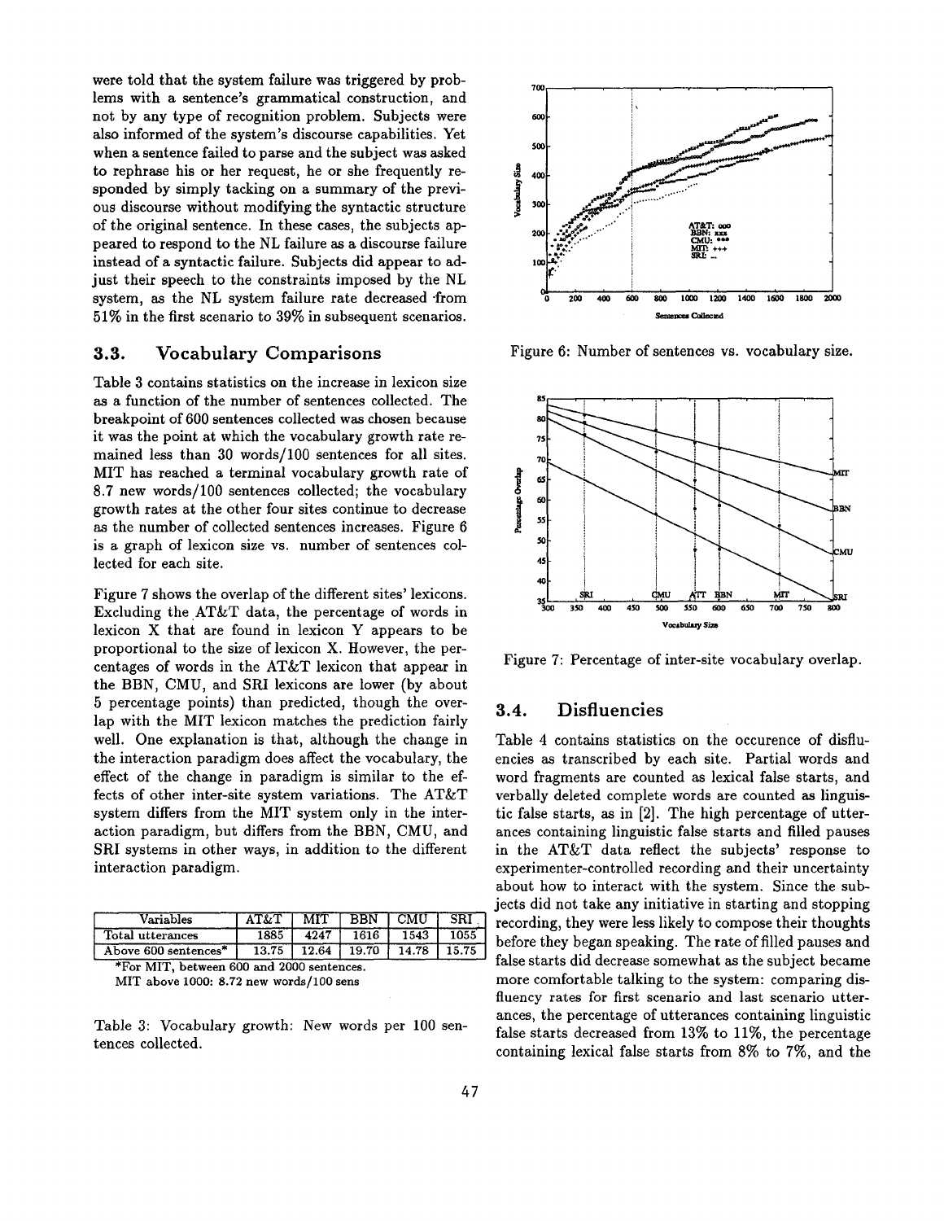were told that the system failure was triggered by problems with a sentence's grammatical construction, and not by any type of recognition problem. Subjects were also informed of the system's discourse capabilities. Yet when a sentence failed to parse and the subject was asked to rephrase his or her request, he or she frequently responded by simply tacking on a summary of the previous discourse without modifying the syntactic structure of the original sentence. In these cases, the subjects appeared to respond to the NL failure as a discourse failure instead of a syntactic failure. Subjects did appear to adjust their speech to the constraints imposed by the NL system, as the NL system failure rate decreased from 51% in the first scenario to 39% in subsequent scenarios.

## 3.3. Vocabulary Comparisons

Table 3 contains statistics on the increase in lexicon size as a function of the number of sentences collected. The breakpoint of 600 sentences collected was chosen because it was the point at which the vocabulary growth rate remained less than 30 words/100 sentences for all sites. MIT has reached a terminal vocabulary growth rate of 8.7 new words/100 sentences collected; the vocabulary growth rates at the other four sites continue to decrease as the number of collected sentences increases. Figure 6 is a graph of lexicon size vs. number of sentences collected for each site.

Figure 7 shows the overlap of the different sites' lexicons. Excluding the AT&T data, the percentage of words in lexicon X that are found in lexicon Y appears to be proportional to the size of lexicon X. However, the percentages of words in the AT&T lexicon that appear in the BBN, CMU, and SRI lexicons are lower (by about 5 percentage points) than predicted, though the overlap with the MIT lexicon matches the prediction fairly well. One explanation is that, although the change in the interaction paradigm does affect the vocabulary, the effect of the change in paradigm is similar to the effects of other inter-site system variations. The AT&T system differs from the MIT system only in the interaction paradigm, but differs from the BBN, CMU, and SRI systems in other ways, in addition to the different interaction paradigm.

| Variables | AT&T | MIT | BBN | CMU | SRI |
|---|---|---|---|---|---|
| Total utterances | 1885 | 4247 | 1616 | 1543 | 1055 |
| Above 600 sentences* | 13.75 | 12.64 | 19.70 | 14.78 | 15.75 |

*For MIT, between 600 and 2000 sentences.
MIT above 1000: 8.72 new words/100 sens

Table 3: Vocabulary growth: New words per 100 sentences collected.

Figure 6: Number of sentences vs. vocabulary size.

Figure 7: Percentage of inter-site vocabulary overlap.

## 3.4. Disfluencies

Table 4 contains statistics on the occurence of disfluencies as transcribed by each site. Partial words and word fragments are counted as lexical false starts, and verbally deleted complete words are counted as linguistic false starts, as in [2]. The high percentage of utterances containing linguistic false starts and filled pauses in the AT&T data reflect the subjects' response to experimenter-controlled recording and their uncertainty about how to interact with the system. Since the subjects did not take any initiative in starting and stopping recording, they were less likely to compose their thoughts before they began speaking. The rate of filled pauses and false starts did decrease somewhat as the subject became more comfortable talking to the system: comparing disfluency rates for first scenario and last scenario utterances, the percentage of utterances containing linguistic false starts decreased from 13% to 11%, the percentage containing lexical false starts from 8% to 7%, and the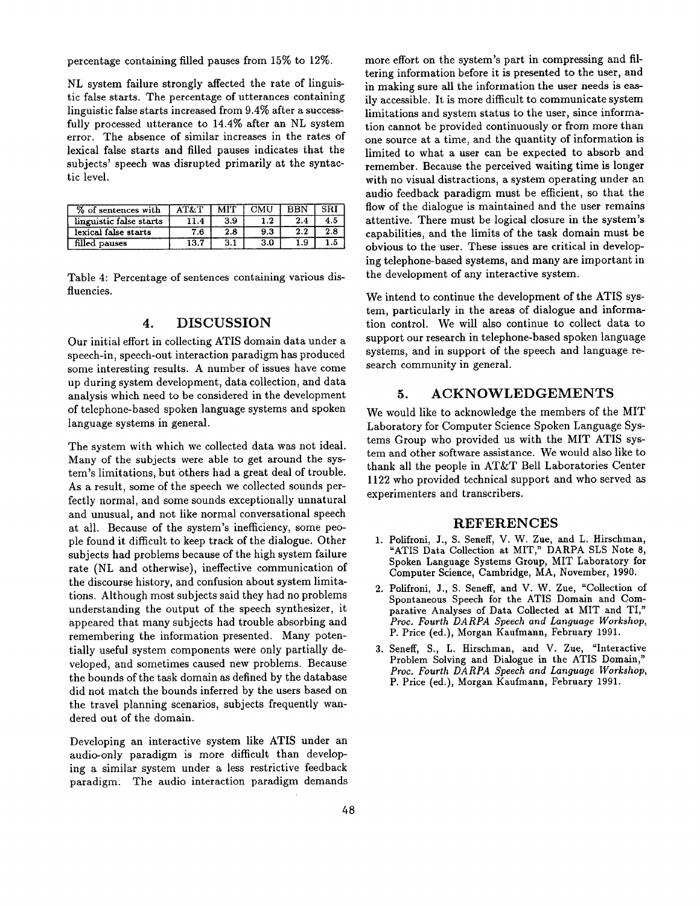percentage containing filled pauses from 15% to 12%.

NL system failure strongly affected the rate of linguistic false starts. The percentage of utterances containing linguistic false starts increased from 9.4% after a successfully processed utterance to 14.4% after an NL system error. The absence of similar increases in the rates of lexical false starts and filled pauses indicates that the subjects' speech was disrupted primarily at the syntactic level.

| % of sentences with | AT&T | MIT | CMU | BBN | SRI |
|---|---|---|---|---|---|
| linguistic false starts | 11.4 | 3.9 | 1.2 | 2.4 | 4.5 |
| lexical false starts | 7.6 | 2.8 | 9.3 | 2.2 | 2.8 |
| filled pauses | 13.7 | 3.1 | 3.0 | 1.9 | 1.5 |

Table 4: Percentage of sentences containing various disfluencies.

## 4. DISCUSSION

Our initial effort in collecting ATIS domain data under a speech-in, speech-out interaction paradigm has produced some interesting results. A number of issues have come up during system development, data collection, and data analysis which need to be considered in the development of telephone-based spoken language systems and spoken language systems in general.

The system with which we collected data was not ideal. Many of the subjects were able to get around the system's limitations, but others had a great deal of trouble. As a result, some of the speech we collected sounds perfectly normal, and some sounds exceptionally unnatural and unusual, and not like normal conversational speech at all. Because of the system's inefficiency, some people found it difficult to keep track of the dialogue. Other subjects had problems because of the high system failure rate (NL and otherwise), ineffective communication of the discourse history, and confusion about system limitations. Although most subjects said they had no problems understanding the output of the speech synthesizer, it appeared that many subjects had trouble absorbing and remembering the information presented. Many potentially useful system components were only partially developed, and sometimes caused new problems. Because the bounds of the task domain as defined by the database did not match the bounds inferred by the users based on the travel planning scenarios, subjects frequently wandered out of the domain.

Developing an interactive system like ATIS under an audio-only paradigm is more difficult than developing a similar system under a less restrictive feedback paradigm. The audio interaction paradigm demands more effort on the system's part in compressing and filtering information before it is presented to the user, and in making sure all the information the user needs is easily accessible. It is more difficult to communicate system limitations and system status to the user, since information cannot be provided continuously or from more than one source at a time, and the quantity of information is limited to what a user can be expected to absorb and remember. Because the perceived waiting time is longer with no visual distractions, a system operating under an audio feedback paradigm must be efficient, so that the flow of the dialogue is maintained and the user remains attentive. There must be logical closure in the system's capabilities, and the limits of the task domain must be obvious to the user. These issues are critical in developing telephone-based systems, and many are important in the development of any interactive system.

We intend to continue the development of the ATIS system, particularly in the areas of dialogue and information control. We will also continue to collect data to support our research in telephone-based spoken language systems, and in support of the speech and language research community in general.

## 5. ACKNOWLEDGEMENTS

We would like to acknowledge the members of the MIT Laboratory for Computer Science Spoken Language Systems Group who provided us with the MIT ATIS system and other software assistance. We would also like to thank all the people in AT&T Bell Laboratories Center 1122 who provided technical support and who served as experimenters and transcribers.

## REFERENCES

1. Polifroni, J., S. Seneff, V. W. Zue, and L. Hirschman, "ATIS Data Collection at MIT," DARPA SLS Note 8, Spoken Language Systems Group, MIT Laboratory for Computer Science, Cambridge, MA, November, 1990.
2. Polifroni, J., S. Seneff, and V. W. Zue, "Collection of Spontaneous Speech for the ATIS Domain and Comparative Analyses of Data Collected at MIT and TI," *Proc. Fourth DARPA Speech and Language Workshop*, P. Price (ed.), Morgan Kaufmann, February 1991.
3. Seneff, S., L. Hirschman, and V. Zue, "Interactive Problem Solving and Dialogue in the ATIS Domain," *Proc. Fourth DARPA Speech and Language Workshop*, P. Price (ed.), Morgan Kaufmann, February 1991.